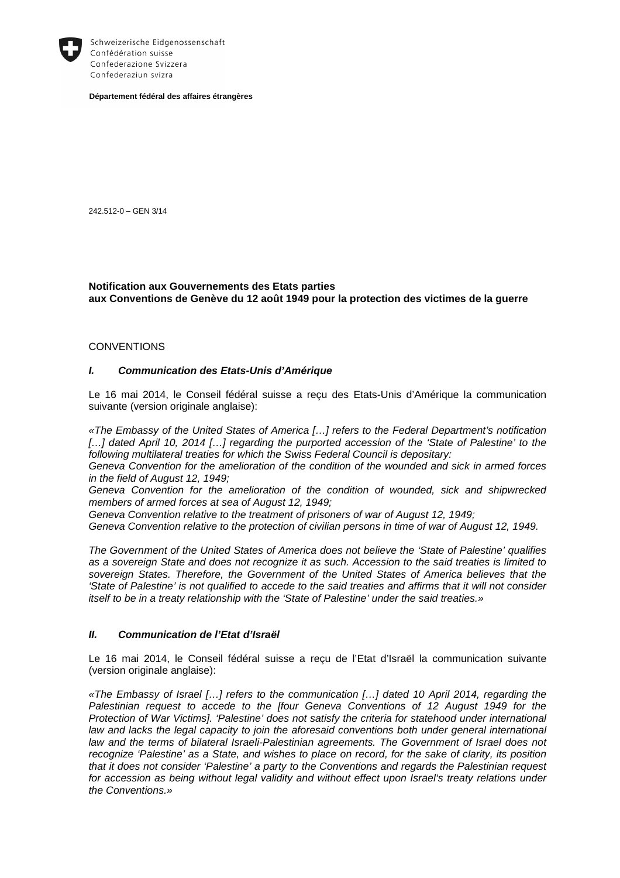Schweizerische Eidgenossenschaft
Confédération suisse
Confederazione Svizzera
Confederaziun svizra

**Département fédéral des affaires étrangères**

242.512-0 – GEN 3/14

**Notification aux Gouvernements des Etats parties aux Conventions de Genève du 12 août 1949 pour la protection des victimes de la guerre**

CONVENTIONS

### *I. Communication des Etats-Unis d'Amérique*

Le 16 mai 2014, le Conseil fédéral suisse a reçu des Etats-Unis d'Amérique la communication suivante (version originale anglaise):

*«The Embassy of the United States of America […] refers to the Federal Department's notification […] dated April 10, 2014 […] regarding the purported accession of the 'State of Palestine' to the following multilateral treaties for which the Swiss Federal Council is depositary:*
*Geneva Convention for the amelioration of the condition of the wounded and sick in armed forces in the field of August 12, 1949;*
*Geneva Convention for the amelioration of the condition of wounded, sick and shipwrecked members of armed forces at sea of August 12, 1949;*
*Geneva Convention relative to the treatment of prisoners of war of August 12, 1949;*
*Geneva Convention relative to the protection of civilian persons in time of war of August 12, 1949.*

*The Government of the United States of America does not believe the 'State of Palestine' qualifies as a sovereign State and does not recognize it as such. Accession to the said treaties is limited to sovereign States. Therefore, the Government of the United States of America believes that the 'State of Palestine' is not qualified to accede to the said treaties and affirms that it will not consider itself to be in a treaty relationship with the 'State of Palestine' under the said treaties.»*

### *II. Communication de l'Etat d'Israël*

Le 16 mai 2014, le Conseil fédéral suisse a reçu de l'Etat d'Israël la communication suivante (version originale anglaise):

*«The Embassy of Israel […] refers to the communication […] dated 10 April 2014, regarding the Palestinian request to accede to the [four Geneva Conventions of 12 August 1949 for the Protection of War Victims]. 'Palestine' does not satisfy the criteria for statehood under international law and lacks the legal capacity to join the aforesaid conventions both under general international law and the terms of bilateral Israeli-Palestinian agreements. The Government of Israel does not recognize 'Palestine' as a State, and wishes to place on record, for the sake of clarity, its position that it does not consider 'Palestine' a party to the Conventions and regards the Palestinian request for accession as being without legal validity and without effect upon Israel's treaty relations under the Conventions.»*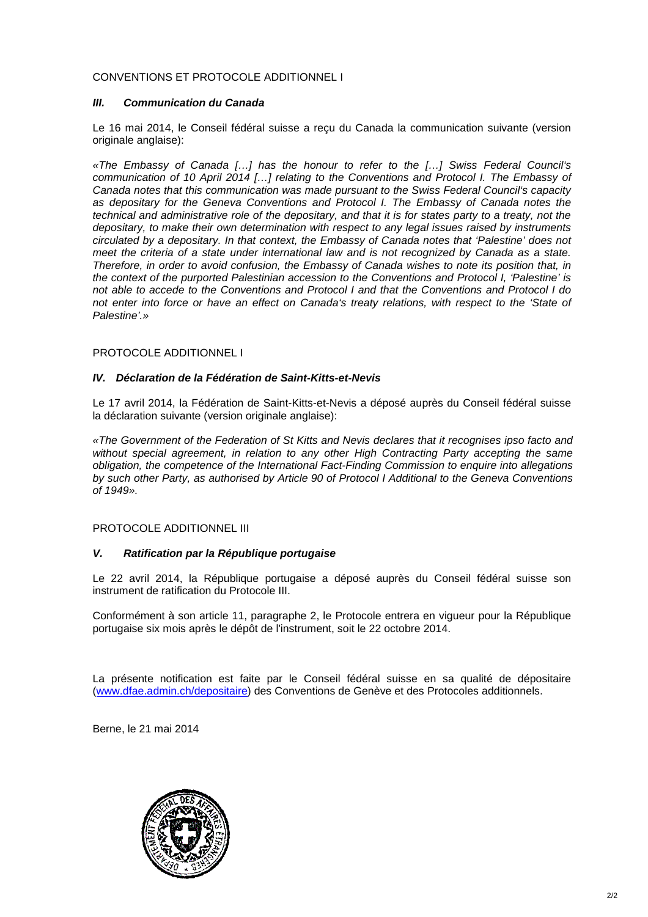CONVENTIONS ET PROTOCOLE ADDITIONNEL I

### *III. Communication du Canada*

Le 16 mai 2014, le Conseil fédéral suisse a reçu du Canada la communication suivante (version originale anglaise):

*«The Embassy of Canada […] has the honour to refer to the […] Swiss Federal Council's communication of 10 April 2014 […] relating to the Conventions and Protocol I. The Embassy of Canada notes that this communication was made pursuant to the Swiss Federal Council's capacity as depositary for the Geneva Conventions and Protocol I. The Embassy of Canada notes the technical and administrative role of the depositary, and that it is for states party to a treaty, not the depositary, to make their own determination with respect to any legal issues raised by instruments circulated by a depositary. In that context, the Embassy of Canada notes that 'Palestine' does not meet the criteria of a state under international law and is not recognized by Canada as a state. Therefore, in order to avoid confusion, the Embassy of Canada wishes to note its position that, in the context of the purported Palestinian accession to the Conventions and Protocol I, 'Palestine' is not able to accede to the Conventions and Protocol I and that the Conventions and Protocol I do not enter into force or have an effect on Canada's treaty relations, with respect to the 'State of Palestine'.»*

PROTOCOLE ADDITIONNEL I

### *IV. Déclaration de la Fédération de Saint-Kitts-et-Nevis*

Le 17 avril 2014, la Fédération de Saint-Kitts-et-Nevis a déposé auprès du Conseil fédéral suisse la déclaration suivante (version originale anglaise):

*«The Government of the Federation of St Kitts and Nevis declares that it recognises ipso facto and without special agreement, in relation to any other High Contracting Party accepting the same obligation, the competence of the International Fact-Finding Commission to enquire into allegations by such other Party, as authorised by Article 90 of Protocol I Additional to the Geneva Conventions of 1949».*

PROTOCOLE ADDITIONNEL III

### *V. Ratification par la République portugaise*

Le 22 avril 2014, la République portugaise a déposé auprès du Conseil fédéral suisse son instrument de ratification du Protocole III.

Conformément à son article 11, paragraphe 2, le Protocole entrera en vigueur pour la République portugaise six mois après le dépôt de l'instrument, soit le 22 octobre 2014.

La présente notification est faite par le Conseil fédéral suisse en sa qualité de dépositaire ([www.dfae.admin.ch/depositaire](http://www.dfae.admin.ch/depositaire)) des Conventions de Genève et des Protocoles additionnels.

Berne, le 21 mai 2014

DÉPARTEMENT FÉDÉRAL DES AFFAIRES ÉTRANGÈRES